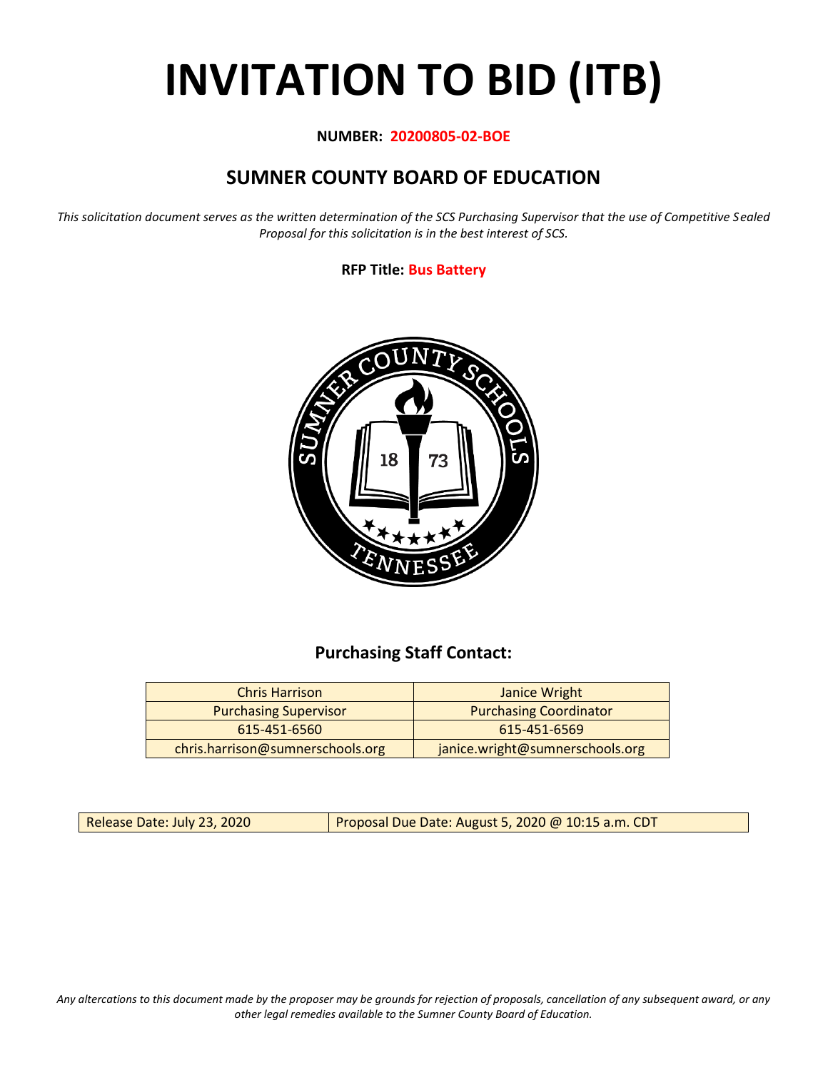# INVITATION TO BID (ITB)

**NUMBER: 20200805-02-BOE**

## SUMNER COUNTY BOARD OF EDUCATION

*This solicitation document serves as the written determination of the SCS Purchasing Supervisor that the use of Competitive Sealed Proposal for this solicitation is in the best interest of SCS.*

**RFP Title: Bus Battery**

### Purchasing Staff Contact:

| Chris Harrison | Janice Wright |
|---|---|
| Purchasing Supervisor | Purchasing Coordinator |
| 615-451-6560 | 615-451-6569 |
| chris.harrison@sumnerschools.org | janice.wright@sumnerschools.org |

| Release Date: July 23, 2020 | Proposal Due Date: August 5, 2020 @ 10:15 a.m. CDT |
|---|---|

*Any altercations to this document made by the proposer may be grounds for rejection of proposals, cancellation of any subsequent award, or any other legal remedies available to the Sumner County Board of Education.*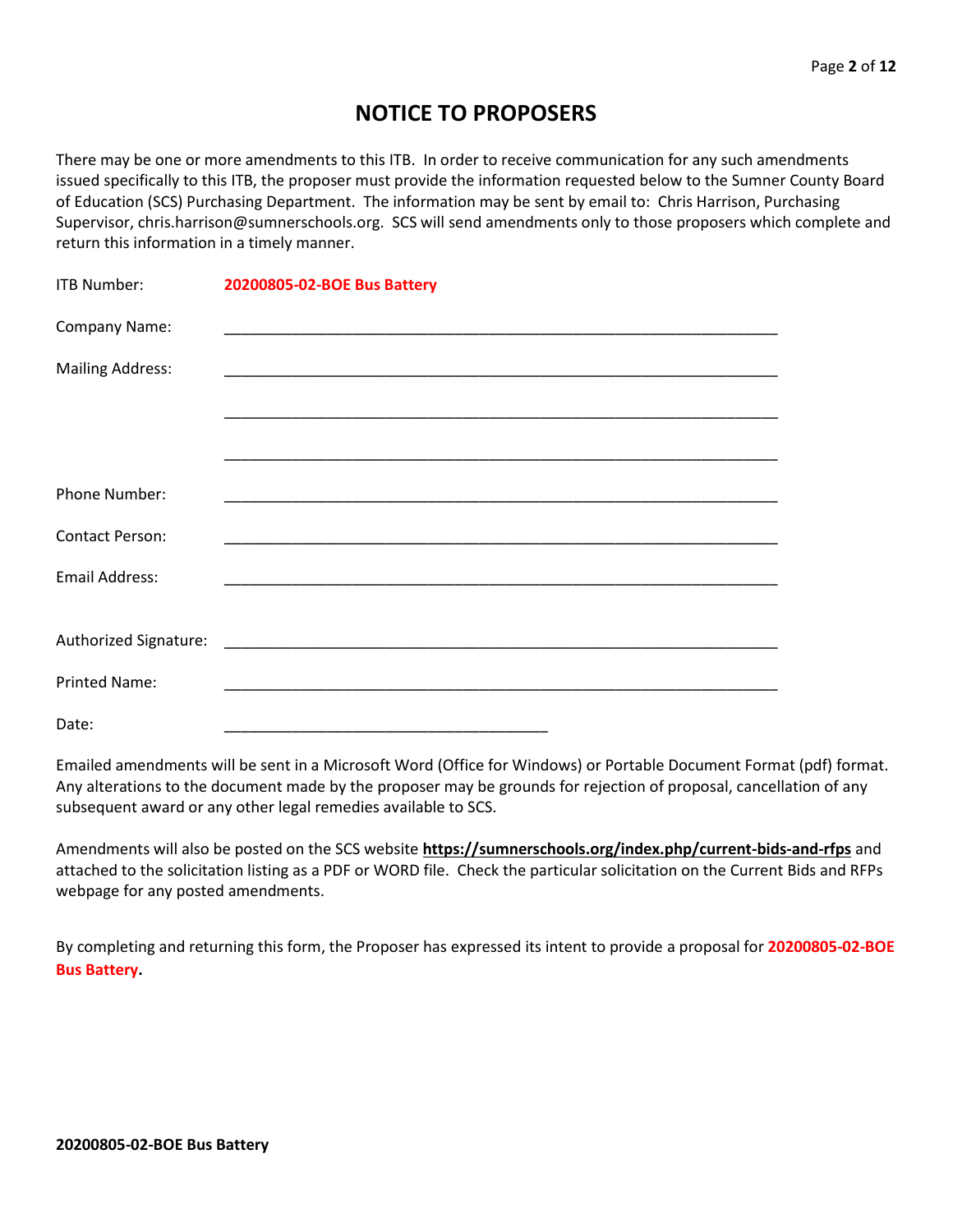# NOTICE TO PROPOSERS

There may be one or more amendments to this ITB. In order to receive communication for any such amendments issued specifically to this ITB, the proposer must provide the information requested below to the Sumner County Board of Education (SCS) Purchasing Department. The information may be sent by email to: Chris Harrison, Purchasing Supervisor, chris.harrison@sumnerschools.org. SCS will send amendments only to those proposers which complete and return this information in a timely manner.

ITB Number: **20200805-02-BOE Bus Battery**

Company Name: ____________________________________________________________________

Mailing Address: ____________________________________________________________________

____________________________________________________________________

____________________________________________________________________

Phone Number: ____________________________________________________________________

Contact Person: ____________________________________________________________________

Email Address: ____________________________________________________________________

Authorized Signature: ____________________________________________________________________

Printed Name: ____________________________________________________________________

Date: ________________________________________

Emailed amendments will be sent in a Microsoft Word (Office for Windows) or Portable Document Format (pdf) format. Any alterations to the document made by the proposer may be grounds for rejection of proposal, cancellation of any subsequent award or any other legal remedies available to SCS.

Amendments will also be posted on the SCS website **https://sumnerschools.org/index.php/current-bids-and-rfps** and attached to the solicitation listing as a PDF or WORD file. Check the particular solicitation on the Current Bids and RFPs webpage for any posted amendments.

By completing and returning this form, the Proposer has expressed its intent to provide a proposal for **20200805-02-BOE Bus Battery.**

**20200805-02-BOE Bus Battery**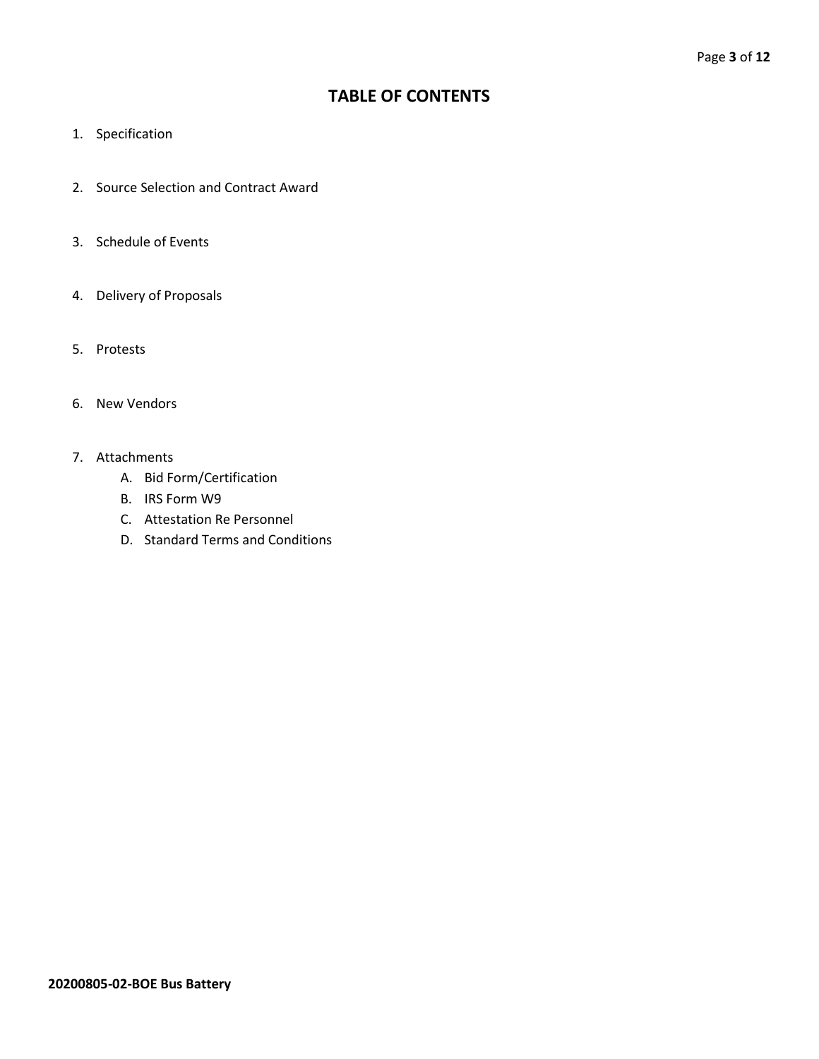# TABLE OF CONTENTS

1. Specification

2. Source Selection and Contract Award

3. Schedule of Events

4. Delivery of Proposals

5. Protests

6. New Vendors

7. Attachments
   A. Bid Form/Certification
   B. IRS Form W9
   C. Attestation Re Personnel
   D. Standard Terms and Conditions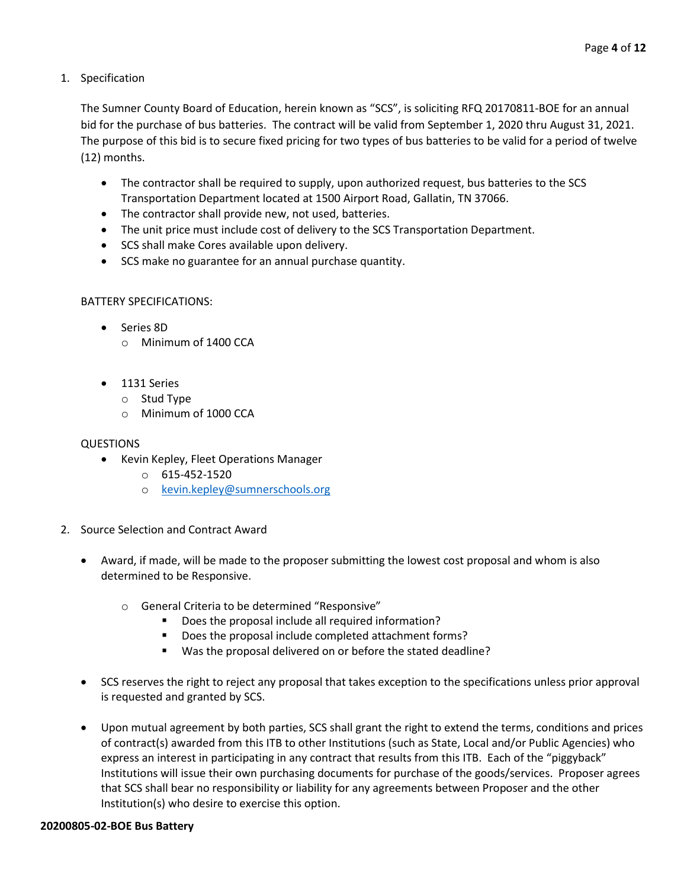1. Specification

   The Sumner County Board of Education, herein known as "SCS", is soliciting RFQ 20170811-BOE for an annual bid for the purchase of bus batteries. The contract will be valid from September 1, 2020 thru August 31, 2021. The purpose of this bid is to secure fixed pricing for two types of bus batteries to be valid for a period of twelve (12) months.

   - The contractor shall be required to supply, upon authorized request, bus batteries to the SCS Transportation Department located at 1500 Airport Road, Gallatin, TN 37066.
   - The contractor shall provide new, not used, batteries.
   - The unit price must include cost of delivery to the SCS Transportation Department.
   - SCS shall make Cores available upon delivery.
   - SCS make no guarantee for an annual purchase quantity.

   BATTERY SPECIFICATIONS:

   - Series 8D
     - Minimum of 1400 CCA
   - 1131 Series
     - Stud Type
     - Minimum of 1000 CCA

   QUESTIONS

   - Kevin Kepley, Fleet Operations Manager
     - 615-452-1520
     - kevin.kepley@sumnerschools.org

2. Source Selection and Contract Award

   - Award, if made, will be made to the proposer submitting the lowest cost proposal and whom is also determined to be Responsive.
     - General Criteria to be determined "Responsive"
       - Does the proposal include all required information?
       - Does the proposal include completed attachment forms?
       - Was the proposal delivered on or before the stated deadline?
   - SCS reserves the right to reject any proposal that takes exception to the specifications unless prior approval is requested and granted by SCS.
   - Upon mutual agreement by both parties, SCS shall grant the right to extend the terms, conditions and prices of contract(s) awarded from this ITB to other Institutions (such as State, Local and/or Public Agencies) who express an interest in participating in any contract that results from this ITB. Each of the "piggyback" Institutions will issue their own purchasing documents for purchase of the goods/services. Proposer agrees that SCS shall bear no responsibility or liability for any agreements between Proposer and the other Institution(s) who desire to exercise this option.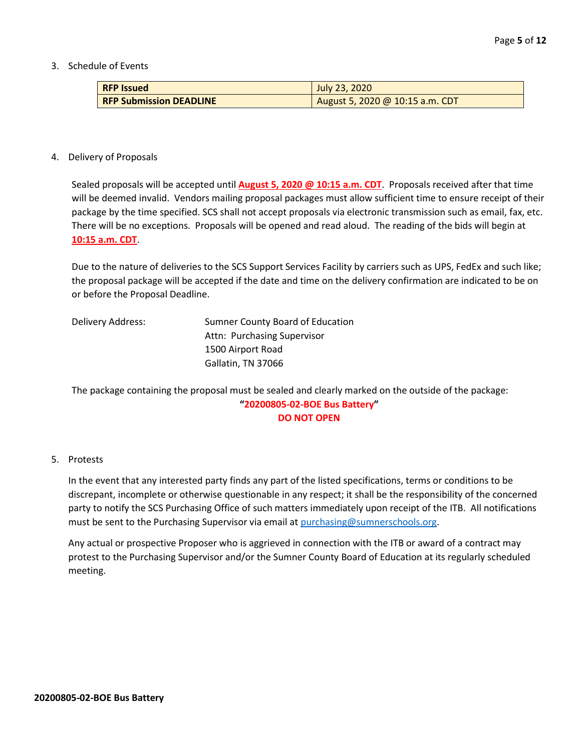3. Schedule of Events

| **RFP Issued** | July 23, 2020 |
|---|---|
| **RFP Submission DEADLINE** | August 5, 2020 @ 10:15 a.m. CDT |

4. Delivery of Proposals

   Sealed proposals will be accepted until **August 5, 2020 @ 10:15 a.m. CDT**. Proposals received after that time will be deemed invalid. Vendors mailing proposal packages must allow sufficient time to ensure receipt of their package by the time specified. SCS shall not accept proposals via electronic transmission such as email, fax, etc. There will be no exceptions. Proposals will be opened and read aloud. The reading of the bids will begin at **10:15 a.m. CDT**.

   Due to the nature of deliveries to the SCS Support Services Facility by carriers such as UPS, FedEx and such like; the proposal package will be accepted if the date and time on the delivery confirmation are indicated to be on or before the Proposal Deadline.

   Delivery Address:
   Sumner County Board of Education
   Attn: Purchasing Supervisor
   1500 Airport Road
   Gallatin, TN 37066

   The package containing the proposal must be sealed and clearly marked on the outside of the package:

   **"20200805-02-BOE Bus Battery"**
   **DO NOT OPEN**

5. Protests

   In the event that any interested party finds any part of the listed specifications, terms or conditions to be discrepant, incomplete or otherwise questionable in any respect; it shall be the responsibility of the concerned party to notify the SCS Purchasing Office of such matters immediately upon receipt of the ITB. All notifications must be sent to the Purchasing Supervisor via email at purchasing@sumnerschools.org.

   Any actual or prospective Proposer who is aggrieved in connection with the ITB or award of a contract may protest to the Purchasing Supervisor and/or the Sumner County Board of Education at its regularly scheduled meeting.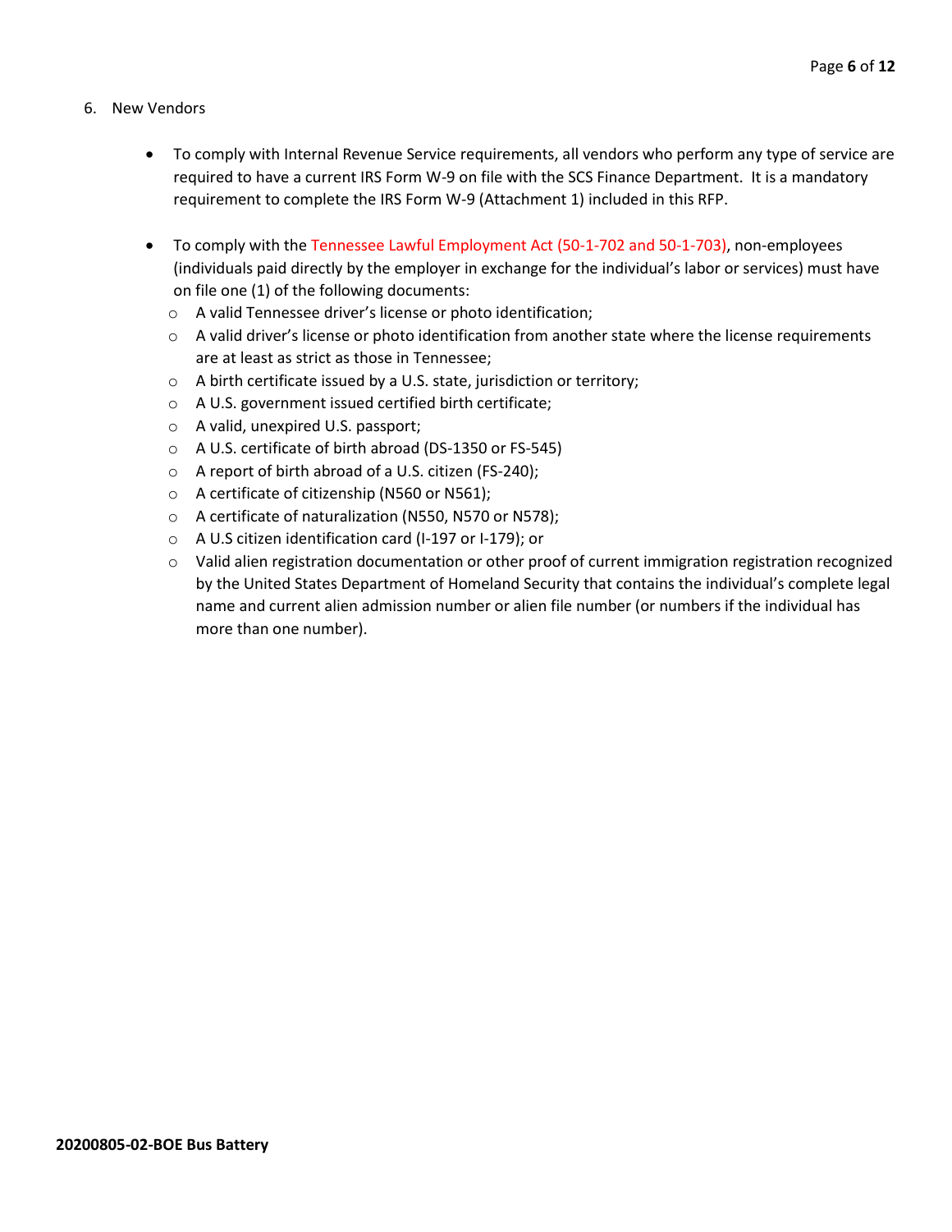6. New Vendors

- To comply with Internal Revenue Service requirements, all vendors who perform any type of service are required to have a current IRS Form W-9 on file with the SCS Finance Department. It is a mandatory requirement to complete the IRS Form W-9 (Attachment 1) included in this RFP.

- To comply with the Tennessee Lawful Employment Act (50-1-702 and 50-1-703), non-employees (individuals paid directly by the employer in exchange for the individual's labor or services) must have on file one (1) of the following documents:
  - A valid Tennessee driver's license or photo identification;
  - A valid driver's license or photo identification from another state where the license requirements are at least as strict as those in Tennessee;
  - A birth certificate issued by a U.S. state, jurisdiction or territory;
  - A U.S. government issued certified birth certificate;
  - A valid, unexpired U.S. passport;
  - A U.S. certificate of birth abroad (DS-1350 or FS-545)
  - A report of birth abroad of a U.S. citizen (FS-240);
  - A certificate of citizenship (N560 or N561);
  - A certificate of naturalization (N550, N570 or N578);
  - A U.S citizen identification card (I-197 or I-179); or
  - Valid alien registration documentation or other proof of current immigration registration recognized by the United States Department of Homeland Security that contains the individual's complete legal name and current alien admission number or alien file number (or numbers if the individual has more than one number).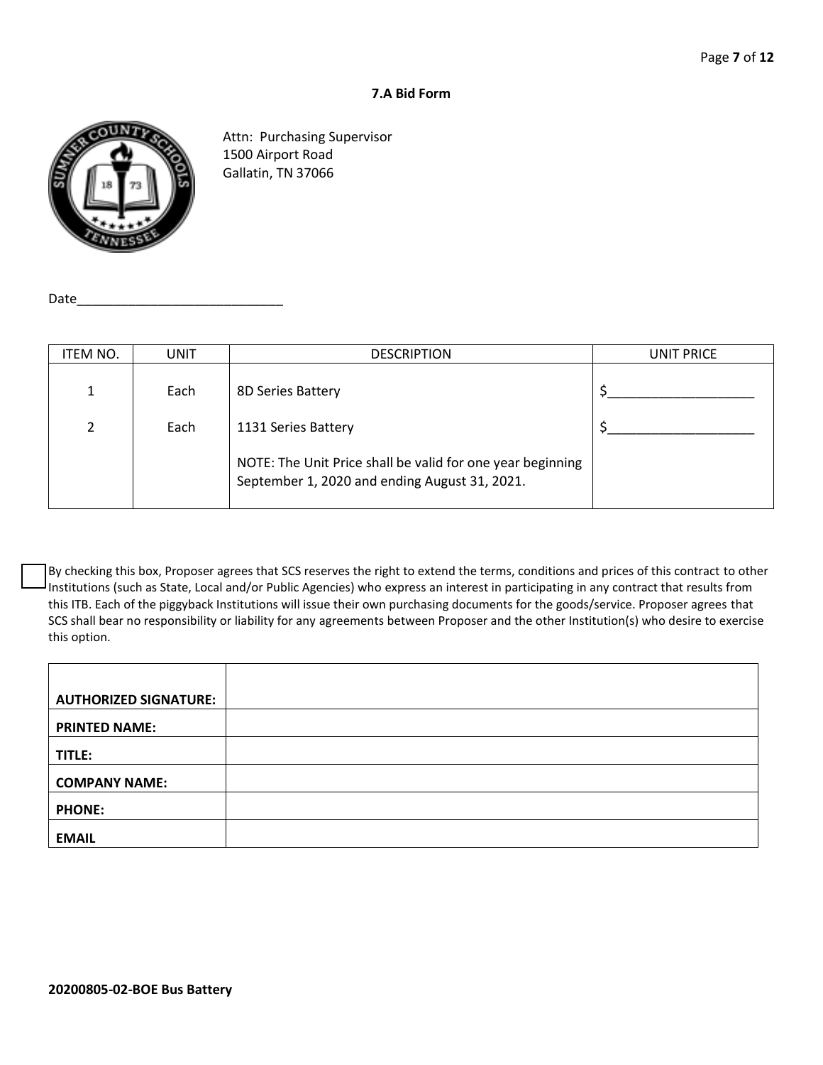### 7.A Bid Form

Attn: Purchasing Supervisor
1500 Airport Road
Gallatin, TN 37066

Date_____________________________

| ITEM NO. | UNIT | DESCRIPTION | UNIT PRICE |
|---|---|---|---|
| 1 | Each | 8D Series Battery | $____________________ |
| 2 | Each | 1131 Series Battery | $____________________ |
| | | NOTE: The Unit Price shall be valid for one year beginning September 1, 2020 and ending August 31, 2021. | |

☐ By checking this box, Proposer agrees that SCS reserves the right to extend the terms, conditions and prices of this contract to other Institutions (such as State, Local and/or Public Agencies) who express an interest in participating in any contract that results from this ITB. Each of the piggyback Institutions will issue their own purchasing documents for the goods/service. Proposer agrees that SCS shall bear no responsibility or liability for any agreements between Proposer and the other Institution(s) who desire to exercise this option.

| | |
|---|---|
| **AUTHORIZED SIGNATURE:** | |
| **PRINTED NAME:** | |
| **TITLE:** | |
| **COMPANY NAME:** | |
| **PHONE:** | |
| **EMAIL** | |

**20200805-02-BOE Bus Battery**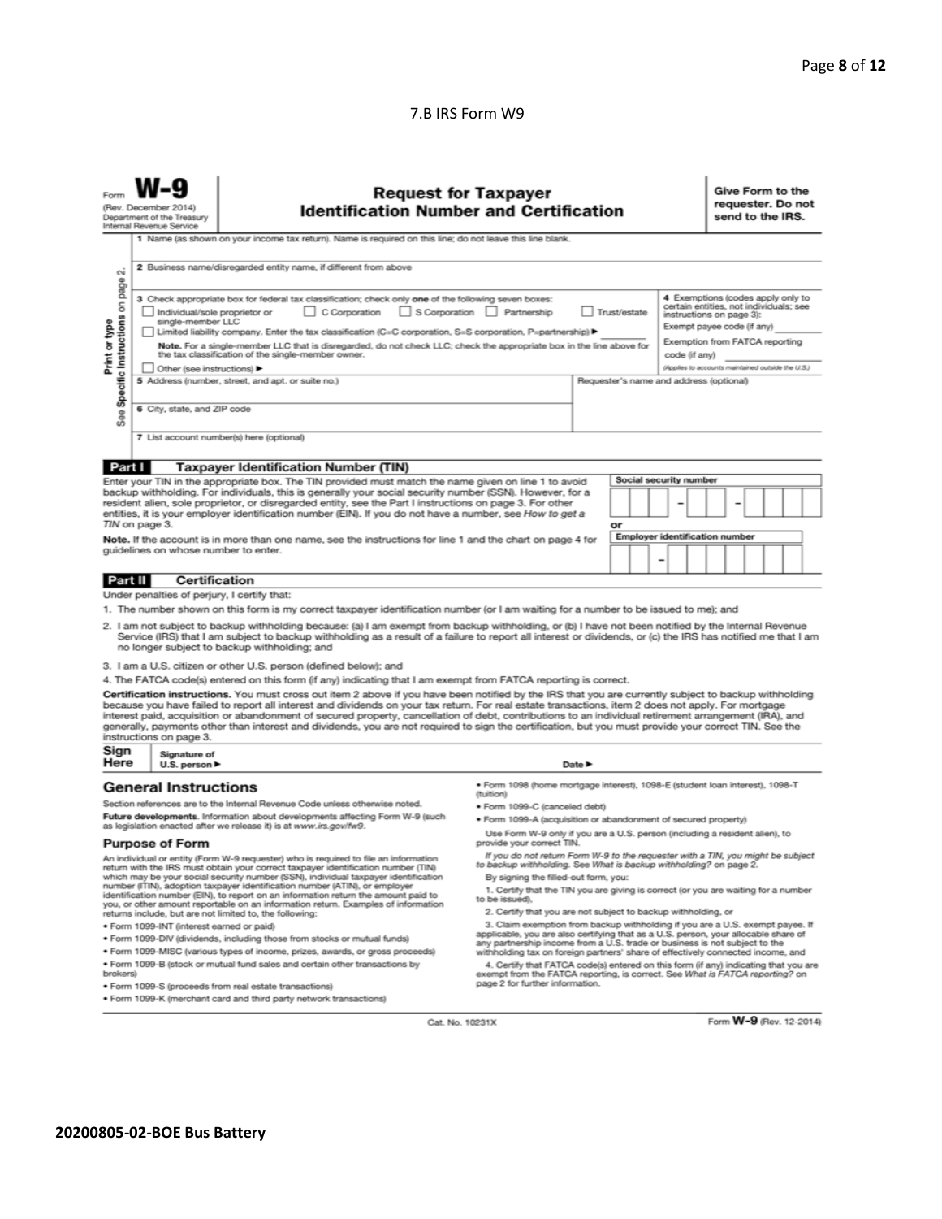7.B IRS Form W9

Form **W-9**
(Rev. December 2014)
Department of the Treasury
Internal Revenue Service

# Request for Taxpayer Identification Number and Certification

**Give Form to the requester. Do not send to the IRS.**

Print or type
See **Specific Instructions** on page 2.

1 Name (as shown on your income tax return). Name is required on this line; do not leave this line blank.

2 Business name/disregarded entity name, if different from above

3 Check appropriate box for federal tax classification; check only **one** of the following seven boxes:
☐ Individual/sole proprietor or single-member LLC ☐ C Corporation ☐ S Corporation ☐ Partnership ☐ Trust/estate
☐ Limited liability company. Enter the tax classification (C=C corporation, S=S corporation, P=partnership) ► ________
**Note.** For a single-member LLC that is disregarded, do not check LLC; check the appropriate box in the line above for the tax classification of the single-member owner.
☐ Other (see instructions) ►

4 Exemptions (codes apply only to certain entities, not individuals; see instructions on page 3):
Exempt payee code (if any) ________
Exemption from FATCA reporting code (if any) ________
*(Applies to accounts maintained outside the U.S.)*

5 Address (number, street, and apt. or suite no.)

Requester's name and address (optional)

6 City, state, and ZIP code

7 List account number(s) here (optional)

## Part I Taxpayer Identification Number (TIN)

Enter your TIN in the appropriate box. The TIN provided must match the name given on line 1 to avoid backup withholding. For individuals, this is generally your social security number (SSN). However, for a resident alien, sole proprietor, or disregarded entity, see the Part I instructions on page 3. For other entities, it is your employer identification number (EIN). If you do not have a number, see *How to get a TIN* on page 3.

**Note.** If the account is in more than one name, see the instructions for line 1 and the chart on page 4 for guidelines on whose number to enter.

Social security number
[ ][ ][ ] – [ ][ ] – [ ][ ][ ][ ]

or

Employer identification number
[ ][ ] – [ ][ ][ ][ ][ ][ ][ ]

## Part II Certification

Under penalties of perjury, I certify that:

1. The number shown on this form is my correct taxpayer identification number (or I am waiting for a number to be issued to me); and
2. I am not subject to backup withholding because: (a) I am exempt from backup withholding, or (b) I have not been notified by the Internal Revenue Service (IRS) that I am subject to backup withholding as a result of a failure to report all interest or dividends, or (c) the IRS has notified me that I am no longer subject to backup withholding; and
3. I am a U.S. citizen or other U.S. person (defined below); and
4. The FATCA code(s) entered on this form (if any) indicating that I am exempt from FATCA reporting is correct.

**Certification instructions.** You must cross out item 2 above if you have been notified by the IRS that you are currently subject to backup withholding because you have failed to report all interest and dividends on your tax return. For real estate transactions, item 2 does not apply. For mortgage interest paid, acquisition or abandonment of secured property, cancellation of debt, contributions to an individual retirement arrangement (IRA), and generally, payments other than interest and dividends, you are not required to sign the certification, but you must provide your correct TIN. See the instructions on page 3.

**Sign Here** Signature of U.S. person ► Date ►

## General Instructions

Section references are to the Internal Revenue Code unless otherwise noted.

**Future developments.** Information about developments affecting Form W-9 (such as legislation enacted after we release it) is at *www.irs.gov/fw9*.

### Purpose of Form

An individual or entity (Form W-9 requester) who is required to file an information return with the IRS must obtain your correct taxpayer identification number (TIN) which may be your social security number (SSN), individual taxpayer identification number (ITIN), adoption taxpayer identification number (ATIN), or employer identification number (EIN), to report on an information return the amount paid to you, or other amount reportable on an information return. Examples of information returns include, but are not limited to, the following:

- Form 1099-INT (interest earned or paid)
- Form 1099-DIV (dividends, including those from stocks or mutual funds)
- Form 1099-MISC (various types of income, prizes, awards, or gross proceeds)
- Form 1099-B (stock or mutual fund sales and certain other transactions by brokers)
- Form 1099-S (proceeds from real estate transactions)
- Form 1099-K (merchant card and third party network transactions)
- Form 1098 (home mortgage interest), 1098-E (student loan interest), 1098-T (tuition)
- Form 1099-C (canceled debt)
- Form 1099-A (acquisition or abandonment of secured property)

Use Form W-9 only if you are a U.S. person (including a resident alien), to provide your correct TIN.

*If you do not return Form W-9 to the requester with a TIN, you might be subject to backup withholding. See What is backup withholding? on page 2.*

By signing the filled-out form, you:

1. Certify that the TIN you are giving is correct (or you are waiting for a number to be issued),
2. Certify that you are not subject to backup withholding, or
3. Claim exemption from backup withholding if you are a U.S. exempt payee. If applicable, you are also certifying that as a U.S. person, your allocable share of any partnership income from a U.S. trade or business is not subject to the withholding tax on foreign partners' share of effectively connected income, and
4. Certify that FATCA code(s) entered on this form (if any) indicating that you are exempt from the FATCA reporting, is correct. See *What is FATCA reporting?* on page 2 for further information.

Cat. No. 10231X

Form **W-9** (Rev. 12-2014)

**20200805-02-BOE Bus Battery**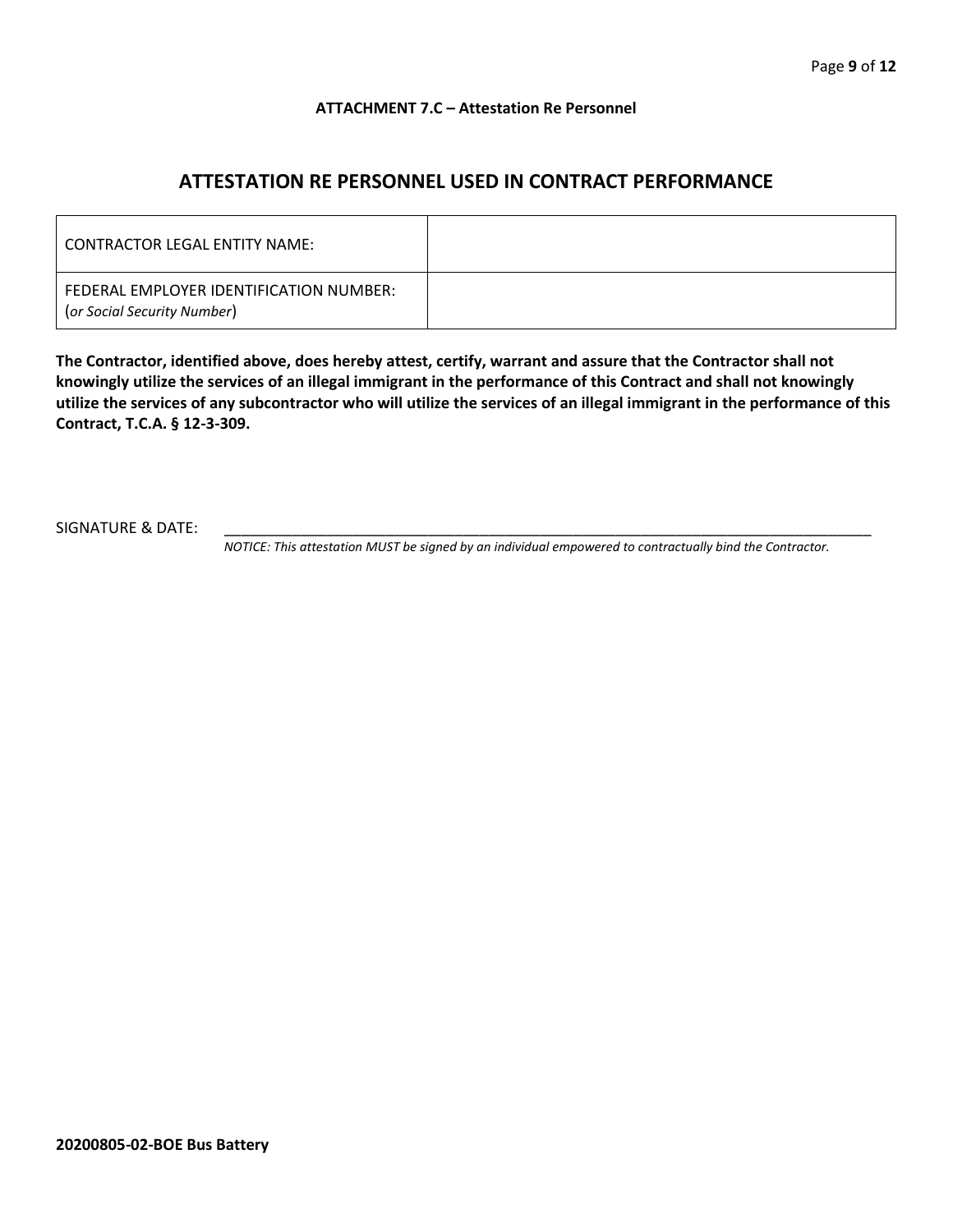**ATTACHMENT 7.C – Attestation Re Personnel**

## ATTESTATION RE PERSONNEL USED IN CONTRACT PERFORMANCE

| CONTRACTOR LEGAL ENTITY NAME: | |
|---|---|
| FEDERAL EMPLOYER IDENTIFICATION NUMBER: (*or Social Security Number*) | |

**The Contractor, identified above, does hereby attest, certify, warrant and assure that the Contractor shall not knowingly utilize the services of an illegal immigrant in the performance of this Contract and shall not knowingly utilize the services of any subcontractor who will utilize the services of an illegal immigrant in the performance of this Contract, T.C.A. § 12-3-309.**

SIGNATURE & DATE: ___________________________________________________________________________

*NOTICE: This attestation MUST be signed by an individual empowered to contractually bind the Contractor.*

**20200805-02-BOE Bus Battery**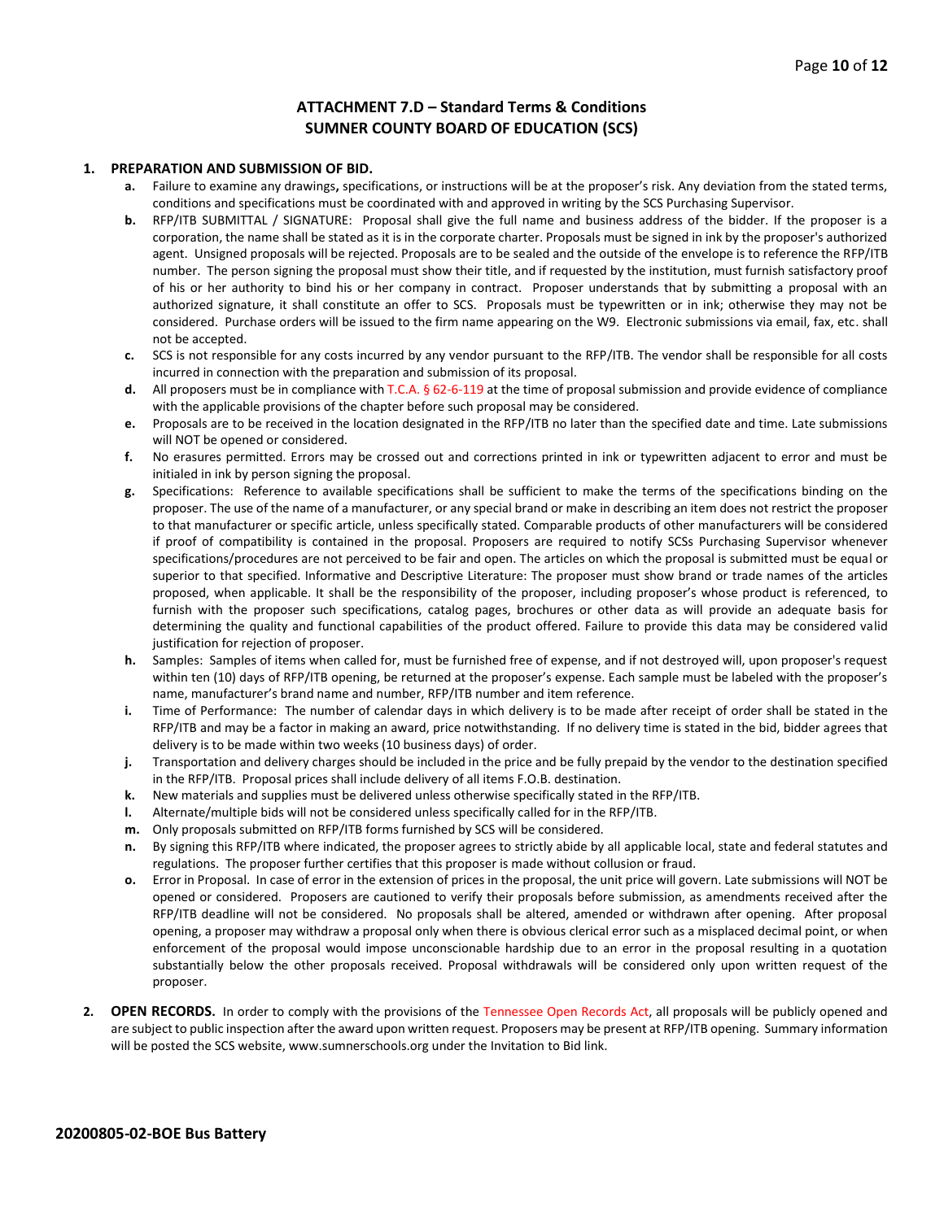## ATTACHMENT 7.D – Standard Terms & Conditions
## SUMNER COUNTY BOARD OF EDUCATION (SCS)

1. **PREPARATION AND SUBMISSION OF BID.**
   - **a.** Failure to examine any drawings**,** specifications, or instructions will be at the proposer's risk. Any deviation from the stated terms, conditions and specifications must be coordinated with and approved in writing by the SCS Purchasing Supervisor.
   - **b.** RFP/ITB SUBMITTAL / SIGNATURE: Proposal shall give the full name and business address of the bidder. If the proposer is a corporation, the name shall be stated as it is in the corporate charter. Proposals must be signed in ink by the proposer's authorized agent. Unsigned proposals will be rejected. Proposals are to be sealed and the outside of the envelope is to reference the RFP/ITB number. The person signing the proposal must show their title, and if requested by the institution, must furnish satisfactory proof of his or her authority to bind his or her company in contract. Proposer understands that by submitting a proposal with an authorized signature, it shall constitute an offer to SCS. Proposals must be typewritten or in ink; otherwise they may not be considered. Purchase orders will be issued to the firm name appearing on the W9. Electronic submissions via email, fax, etc. shall not be accepted.
   - **c.** SCS is not responsible for any costs incurred by any vendor pursuant to the RFP/ITB. The vendor shall be responsible for all costs incurred in connection with the preparation and submission of its proposal.
   - **d.** All proposers must be in compliance with T.C.A. § 62-6-119 at the time of proposal submission and provide evidence of compliance with the applicable provisions of the chapter before such proposal may be considered.
   - **e.** Proposals are to be received in the location designated in the RFP/ITB no later than the specified date and time. Late submissions will NOT be opened or considered.
   - **f.** No erasures permitted. Errors may be crossed out and corrections printed in ink or typewritten adjacent to error and must be initialed in ink by person signing the proposal.
   - **g.** Specifications: Reference to available specifications shall be sufficient to make the terms of the specifications binding on the proposer. The use of the name of a manufacturer, or any special brand or make in describing an item does not restrict the proposer to that manufacturer or specific article, unless specifically stated. Comparable products of other manufacturers will be considered if proof of compatibility is contained in the proposal. Proposers are required to notify SCSs Purchasing Supervisor whenever specifications/procedures are not perceived to be fair and open. The articles on which the proposal is submitted must be equal or superior to that specified. Informative and Descriptive Literature: The proposer must show brand or trade names of the articles proposed, when applicable. It shall be the responsibility of the proposer, including proposer's whose product is referenced, to furnish with the proposer such specifications, catalog pages, brochures or other data as will provide an adequate basis for determining the quality and functional capabilities of the product offered. Failure to provide this data may be considered valid justification for rejection of proposer.
   - **h.** Samples: Samples of items when called for, must be furnished free of expense, and if not destroyed will, upon proposer's request within ten (10) days of RFP/ITB opening, be returned at the proposer's expense. Each sample must be labeled with the proposer's name, manufacturer's brand name and number, RFP/ITB number and item reference.
   - **i.** Time of Performance: The number of calendar days in which delivery is to be made after receipt of order shall be stated in the RFP/ITB and may be a factor in making an award, price notwithstanding. If no delivery time is stated in the bid, bidder agrees that delivery is to be made within two weeks (10 business days) of order.
   - **j.** Transportation and delivery charges should be included in the price and be fully prepaid by the vendor to the destination specified in the RFP/ITB. Proposal prices shall include delivery of all items F.O.B. destination.
   - **k.** New materials and supplies must be delivered unless otherwise specifically stated in the RFP/ITB.
   - **l.** Alternate/multiple bids will not be considered unless specifically called for in the RFP/ITB.
   - **m.** Only proposals submitted on RFP/ITB forms furnished by SCS will be considered.
   - **n.** By signing this RFP/ITB where indicated, the proposer agrees to strictly abide by all applicable local, state and federal statutes and regulations. The proposer further certifies that this proposer is made without collusion or fraud.
   - **o.** Error in Proposal. In case of error in the extension of prices in the proposal, the unit price will govern. Late submissions will NOT be opened or considered. Proposers are cautioned to verify their proposals before submission, as amendments received after the RFP/ITB deadline will not be considered. No proposals shall be altered, amended or withdrawn after opening. After proposal opening, a proposer may withdraw a proposal only when there is obvious clerical error such as a misplaced decimal point, or when enforcement of the proposal would impose unconscionable hardship due to an error in the proposal resulting in a quotation substantially below the other proposals received. Proposal withdrawals will be considered only upon written request of the proposer.

2. **OPEN RECORDS.** In order to comply with the provisions of the Tennessee Open Records Act, all proposals will be publicly opened and are subject to public inspection after the award upon written request. Proposers may be present at RFP/ITB opening. Summary information will be posted the SCS website, www.sumnerschools.org under the Invitation to Bid link.

**20200805-02-BOE Bus Battery**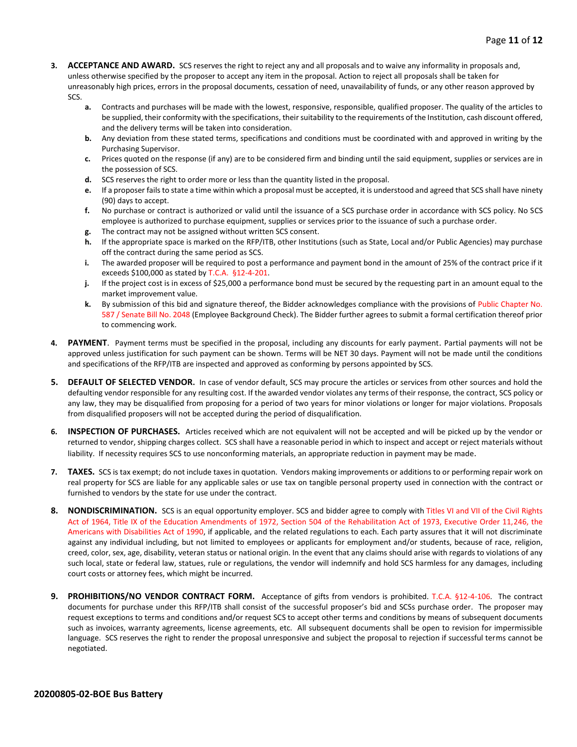3. **ACCEPTANCE AND AWARD.** SCS reserves the right to reject any and all proposals and to waive any informality in proposals and, unless otherwise specified by the proposer to accept any item in the proposal. Action to reject all proposals shall be taken for unreasonably high prices, errors in the proposal documents, cessation of need, unavailability of funds, or any other reason approved by SCS.
   - **a.** Contracts and purchases will be made with the lowest, responsive, responsible, qualified proposer. The quality of the articles to be supplied, their conformity with the specifications, their suitability to the requirements of the Institution, cash discount offered, and the delivery terms will be taken into consideration.
   - **b.** Any deviation from these stated terms, specifications and conditions must be coordinated with and approved in writing by the Purchasing Supervisor.
   - **c.** Prices quoted on the response (if any) are to be considered firm and binding until the said equipment, supplies or services are in the possession of SCS.
   - **d.** SCS reserves the right to order more or less than the quantity listed in the proposal.
   - **e.** If a proposer fails to state a time within which a proposal must be accepted, it is understood and agreed that SCS shall have ninety (90) days to accept.
   - **f.** No purchase or contract is authorized or valid until the issuance of a SCS purchase order in accordance with SCS policy. No SCS employee is authorized to purchase equipment, supplies or services prior to the issuance of such a purchase order.
   - **g.** The contract may not be assigned without written SCS consent.
   - **h.** If the appropriate space is marked on the RFP/ITB, other Institutions (such as State, Local and/or Public Agencies) may purchase off the contract during the same period as SCS.
   - **i.** The awarded proposer will be required to post a performance and payment bond in the amount of 25% of the contract price if it exceeds $100,000 as stated by T.C.A. §12-4-201.
   - **j.** If the project cost is in excess of $25,000 a performance bond must be secured by the requesting part in an amount equal to the market improvement value.
   - **k.** By submission of this bid and signature thereof, the Bidder acknowledges compliance with the provisions of Public Chapter No. 587 / Senate Bill No. 2048 (Employee Background Check). The Bidder further agrees to submit a formal certification thereof prior to commencing work.

4. **PAYMENT**. Payment terms must be specified in the proposal, including any discounts for early payment. Partial payments will not be approved unless justification for such payment can be shown. Terms will be NET 30 days. Payment will not be made until the conditions and specifications of the RFP/ITB are inspected and approved as conforming by persons appointed by SCS.

5. **DEFAULT OF SELECTED VENDOR.** In case of vendor default, SCS may procure the articles or services from other sources and hold the defaulting vendor responsible for any resulting cost. If the awarded vendor violates any terms of their response, the contract, SCS policy or any law, they may be disqualified from proposing for a period of two years for minor violations or longer for major violations. Proposals from disqualified proposers will not be accepted during the period of disqualification.

6. **INSPECTION OF PURCHASES.** Articles received which are not equivalent will not be accepted and will be picked up by the vendor or returned to vendor, shipping charges collect. SCS shall have a reasonable period in which to inspect and accept or reject materials without liability. If necessity requires SCS to use nonconforming materials, an appropriate reduction in payment may be made.

7. **TAXES.** SCS is tax exempt; do not include taxes in quotation. Vendors making improvements or additions to or performing repair work on real property for SCS are liable for any applicable sales or use tax on tangible personal property used in connection with the contract or furnished to vendors by the state for use under the contract.

8. **NONDISCRIMINATION.** SCS is an equal opportunity employer. SCS and bidder agree to comply with Titles VI and VII of the Civil Rights Act of 1964, Title IX of the Education Amendments of 1972, Section 504 of the Rehabilitation Act of 1973, Executive Order 11,246, the Americans with Disabilities Act of 1990, if applicable, and the related regulations to each. Each party assures that it will not discriminate against any individual including, but not limited to employees or applicants for employment and/or students, because of race, religion, creed, color, sex, age, disability, veteran status or national origin. In the event that any claims should arise with regards to violations of any such local, state or federal law, statues, rule or regulations, the vendor will indemnify and hold SCS harmless for any damages, including court costs or attorney fees, which might be incurred.

9. **PROHIBITIONS/NO VENDOR CONTRACT FORM.** Acceptance of gifts from vendors is prohibited. T.C.A. §12-4-106. The contract documents for purchase under this RFP/ITB shall consist of the successful proposer's bid and SCSs purchase order. The proposer may request exceptions to terms and conditions and/or request SCS to accept other terms and conditions by means of subsequent documents such as invoices, warranty agreements, license agreements, etc. All subsequent documents shall be open to revision for impermissible language. SCS reserves the right to render the proposal unresponsive and subject the proposal to rejection if successful terms cannot be negotiated.

**20200805-02-BOE Bus Battery**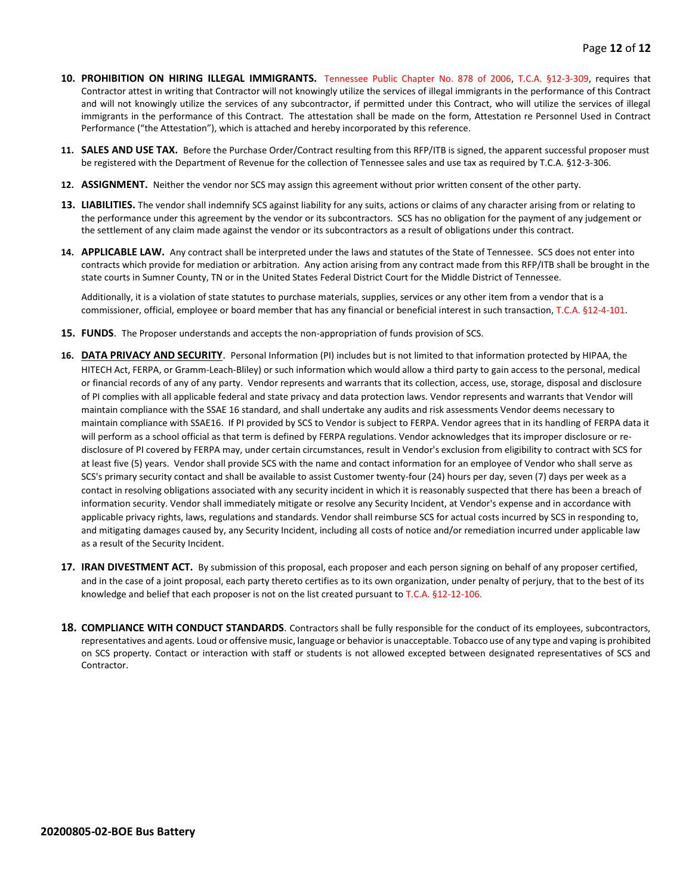10. **PROHIBITION ON HIRING ILLEGAL IMMIGRANTS.** Tennessee Public Chapter No. 878 of 2006, T.C.A. §12-3-309, requires that Contractor attest in writing that Contractor will not knowingly utilize the services of illegal immigrants in the performance of this Contract and will not knowingly utilize the services of any subcontractor, if permitted under this Contract, who will utilize the services of illegal immigrants in the performance of this Contract. The attestation shall be made on the form, Attestation re Personnel Used in Contract Performance ("the Attestation"), which is attached and hereby incorporated by this reference.

11. **SALES AND USE TAX.** Before the Purchase Order/Contract resulting from this RFP/ITB is signed, the apparent successful proposer must be registered with the Department of Revenue for the collection of Tennessee sales and use tax as required by T.C.A. §12-3-306.

12. **ASSIGNMENT.** Neither the vendor nor SCS may assign this agreement without prior written consent of the other party.

13. **LIABILITIES.** The vendor shall indemnify SCS against liability for any suits, actions or claims of any character arising from or relating to the performance under this agreement by the vendor or its subcontractors. SCS has no obligation for the payment of any judgement or the settlement of any claim made against the vendor or its subcontractors as a result of obligations under this contract.

14. **APPLICABLE LAW.** Any contract shall be interpreted under the laws and statutes of the State of Tennessee. SCS does not enter into contracts which provide for mediation or arbitration. Any action arising from any contract made from this RFP/ITB shall be brought in the state courts in Sumner County, TN or in the United States Federal District Court for the Middle District of Tennessee.

    Additionally, it is a violation of state statutes to purchase materials, supplies, services or any other item from a vendor that is a commissioner, official, employee or board member that has any financial or beneficial interest in such transaction, T.C.A. §12-4-101.

15. **FUNDS**. The Proposer understands and accepts the non-appropriation of funds provision of SCS.

16. **DATA PRIVACY AND SECURITY**. Personal Information (PI) includes but is not limited to that information protected by HIPAA, the HITECH Act, FERPA, or Gramm-Leach-Bliley) or such information which would allow a third party to gain access to the personal, medical or financial records of any of any party. Vendor represents and warrants that its collection, access, use, storage, disposal and disclosure of PI complies with all applicable federal and state privacy and data protection laws. Vendor represents and warrants that Vendor will maintain compliance with the SSAE 16 standard, and shall undertake any audits and risk assessments Vendor deems necessary to maintain compliance with SSAE16. If PI provided by SCS to Vendor is subject to FERPA. Vendor agrees that in its handling of FERPA data it will perform as a school official as that term is defined by FERPA regulations. Vendor acknowledges that its improper disclosure or re-disclosure of PI covered by FERPA may, under certain circumstances, result in Vendor's exclusion from eligibility to contract with SCS for at least five (5) years. Vendor shall provide SCS with the name and contact information for an employee of Vendor who shall serve as SCS's primary security contact and shall be available to assist Customer twenty-four (24) hours per day, seven (7) days per week as a contact in resolving obligations associated with any security incident in which it is reasonably suspected that there has been a breach of information security. Vendor shall immediately mitigate or resolve any Security Incident, at Vendor's expense and in accordance with applicable privacy rights, laws, regulations and standards. Vendor shall reimburse SCS for actual costs incurred by SCS in responding to, and mitigating damages caused by, any Security Incident, including all costs of notice and/or remediation incurred under applicable law as a result of the Security Incident.

17. **IRAN DIVESTMENT ACT.** By submission of this proposal, each proposer and each person signing on behalf of any proposer certified, and in the case of a joint proposal, each party thereto certifies as to its own organization, under penalty of perjury, that to the best of its knowledge and belief that each proposer is not on the list created pursuant to T.C.A. §12-12-106.

18. **COMPLIANCE WITH CONDUCT STANDARDS**. Contractors shall be fully responsible for the conduct of its employees, subcontractors, representatives and agents. Loud or offensive music, language or behavior is unacceptable. Tobacco use of any type and vaping is prohibited on SCS property. Contact or interaction with staff or students is not allowed excepted between designated representatives of SCS and Contractor.

**20200805-02-BOE Bus Battery**